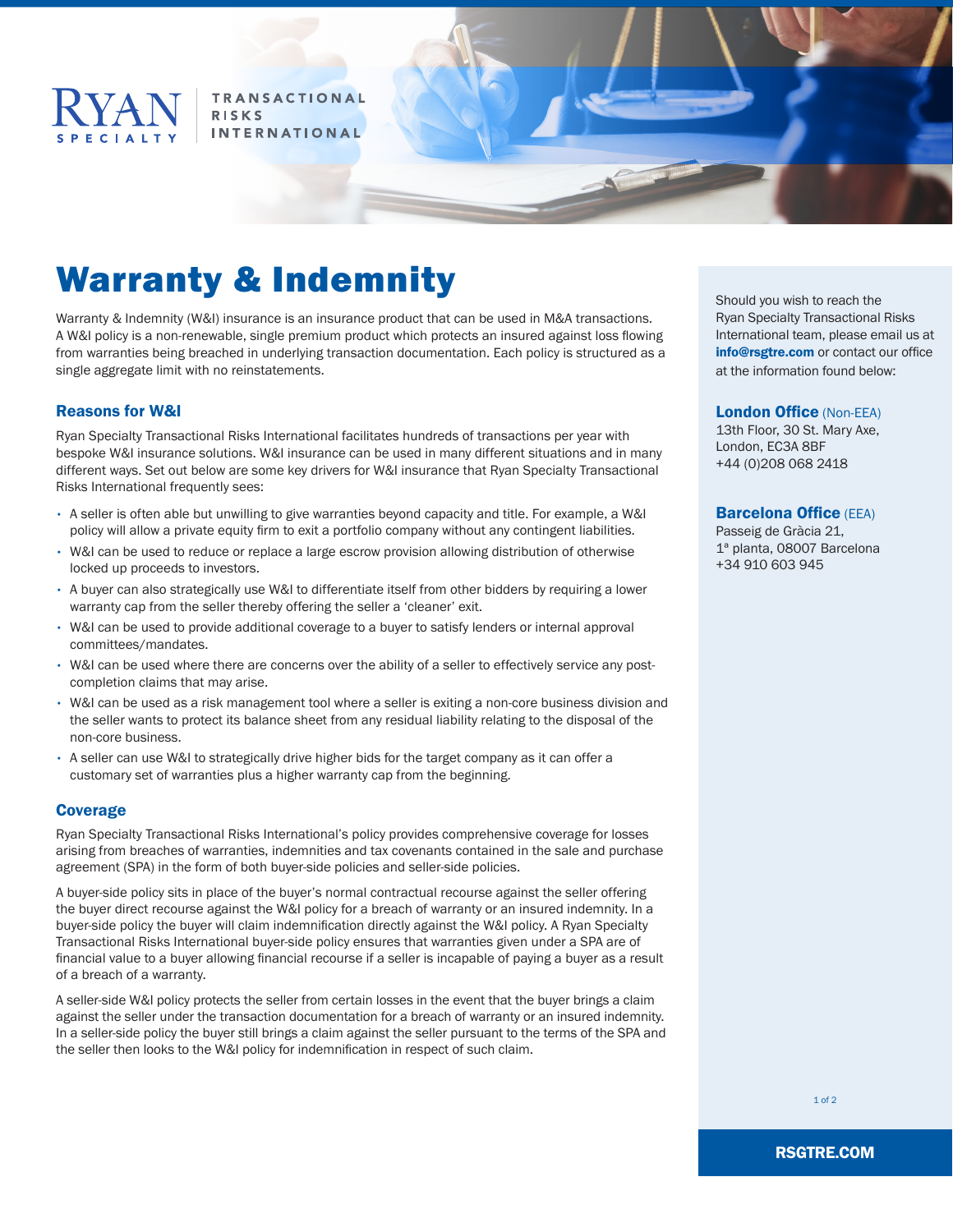RYAN SPECIALTY | TRANSACTIONAL RISKS INTERNATIONAL

# Warranty & Indemnity

Warranty & Indemnity (W&I) insurance is an insurance product that can be used in M&A transactions. A W&I policy is a non-renewable, single premium product which protects an insured against loss flowing from warranties being breached in underlying transaction documentation. Each policy is structured as a single aggregate limit with no reinstatements.

## Reasons for W&I

Ryan Specialty Transactional Risks International facilitates hundreds of transactions per year with bespoke W&I insurance solutions. W&I insurance can be used in many different situations and in many different ways. Set out below are some key drivers for W&I insurance that Ryan Specialty Transactional Risks International frequently sees:

- A seller is often able but unwilling to give warranties beyond capacity and title. For example, a W&I policy will allow a private equity firm to exit a portfolio company without any contingent liabilities.
- W&I can be used to reduce or replace a large escrow provision allowing distribution of otherwise locked up proceeds to investors.
- A buyer can also strategically use W&I to differentiate itself from other bidders by requiring a lower warranty cap from the seller thereby offering the seller a 'cleaner' exit.
- W&I can be used to provide additional coverage to a buyer to satisfy lenders or internal approval committees/mandates.
- W&I can be used where there are concerns over the ability of a seller to effectively service any post-completion claims that may arise.
- W&I can be used as a risk management tool where a seller is exiting a non-core business division and the seller wants to protect its balance sheet from any residual liability relating to the disposal of the non-core business.
- A seller can use W&I to strategically drive higher bids for the target company as it can offer a customary set of warranties plus a higher warranty cap from the beginning.

## Coverage

Ryan Specialty Transactional Risks International's policy provides comprehensive coverage for losses arising from breaches of warranties, indemnities and tax covenants contained in the sale and purchase agreement (SPA) in the form of both buyer-side policies and seller-side policies.

A buyer-side policy sits in place of the buyer's normal contractual recourse against the seller offering the buyer direct recourse against the W&I policy for a breach of warranty or an insured indemnity. In a buyer-side policy the buyer will claim indemnification directly against the W&I policy. A Ryan Specialty Transactional Risks International buyer-side policy ensures that warranties given under a SPA are of financial value to a buyer allowing financial recourse if a seller is incapable of paying a buyer as a result of a breach of a warranty.

A seller-side W&I policy protects the seller from certain losses in the event that the buyer brings a claim against the seller under the transaction documentation for a breach of warranty or an insured indemnity. In a seller-side policy the buyer still brings a claim against the seller pursuant to the terms of the SPA and the seller then looks to the W&I policy for indemnification in respect of such claim.

---

Should you wish to reach the Ryan Specialty Transactional Risks International team, please email us at **info@rsgtre.com** or contact our office at the information found below:

**London Office** (Non-EEA)
13th Floor, 30 St. Mary Axe,
London, EC3A 8BF
+44 (0)208 068 2418

**Barcelona Office** (EEA)
Passeig de Gràcia 21,
1ª planta, 08007 Barcelona
+34 910 603 945

**RSGTRE.COM**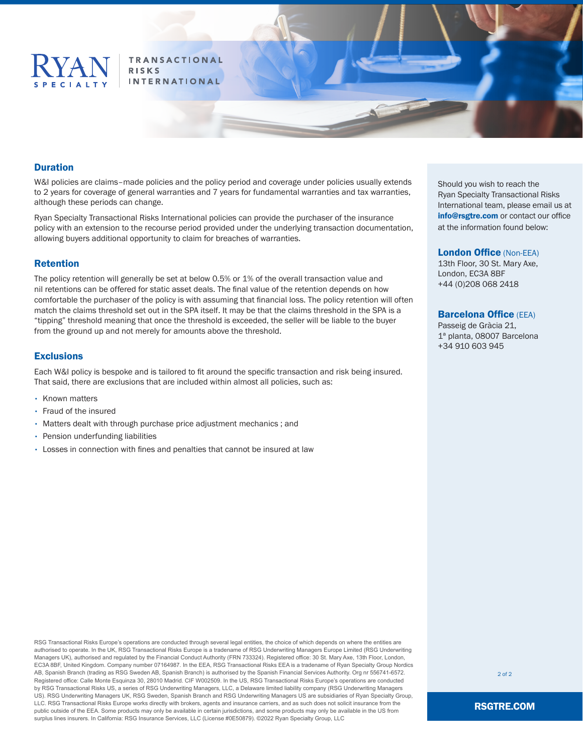RYAN SPECIALTY | TRANSACTIONAL RISKS INTERNATIONAL

## Duration

W&I policies are claims–made policies and the policy period and coverage under policies usually extends to 2 years for coverage of general warranties and 7 years for fundamental warranties and tax warranties, although these periods can change.

Ryan Specialty Transactional Risks International policies can provide the purchaser of the insurance policy with an extension to the recourse period provided under the underlying transaction documentation, allowing buyers additional opportunity to claim for breaches of warranties.

## Retention

The policy retention will generally be set at below 0.5% or 1% of the overall transaction value and nil retentions can be offered for static asset deals. The final value of the retention depends on how comfortable the purchaser of the policy is with assuming that financial loss. The policy retention will often match the claims threshold set out in the SPA itself. It may be that the claims threshold in the SPA is a "tipping" threshold meaning that once the threshold is exceeded, the seller will be liable to the buyer from the ground up and not merely for amounts above the threshold.

## Exclusions

Each W&I policy is bespoke and is tailored to fit around the specific transaction and risk being insured. That said, there are exclusions that are included within almost all policies, such as:

- Known matters
- Fraud of the insured
- Matters dealt with through purchase price adjustment mechanics ; and
- Pension underfunding liabilities
- Losses in connection with fines and penalties that cannot be insured at law

Should you wish to reach the Ryan Specialty Transactional Risks International team, please email us at **info@rsgtre.com** or contact our office at the information found below:

**London Office** (Non-EEA)
13th Floor, 30 St. Mary Axe,
London, EC3A 8BF
+44 (0)208 068 2418

**Barcelona Office** (EEA)
Passeig de Gràcia 21,
1ª planta, 08007 Barcelona
+34 910 603 945

RSG Transactional Risks Europe's operations are conducted through several legal entities, the choice of which depends on where the entities are authorised to operate. In the UK, RSG Transactional Risks Europe is a tradename of RSG Underwriting Managers Europe Limited (RSG Underwriting Managers UK), authorised and regulated by the Financial Conduct Authority (FRN 733324). Registered office: 30 St. Mary Axe, 13th Floor, London, EC3A 8BF, United Kingdom. Company number 07164987. In the EEA, RSG Transactional Risks EEA is a tradename of Ryan Specialty Group Nordics AB, Spanish Branch (trading as RSG Sweden AB, Spanish Branch) is authorised by the Spanish Financial Services Authority. Org nr 556741-6572. Registered office: Calle Monte Esquinza 30, 28010 Madrid. CIF W002509. In the US, RSG Transactional Risks Europe's operations are conducted by RSG Transactional Risks US, a series of RSG Underwriting Managers, LLC, a Delaware limited liability company (RSG Underwriting Managers US). RSG Underwriting Managers UK, RSG Sweden, Spanish Branch and RSG Underwriting Managers US are subsidiaries of Ryan Specialty Group, LLC. RSG Transactional Risks Europe works directly with brokers, agents and insurance carriers, and as such does not solicit insurance from the public outside of the EEA. Some products may only be available in certain jurisdictions, and some products may only be available in the US from surplus lines insurers. In California: RSG Insurance Services, LLC (License #0E50879). ©2022 Ryan Specialty Group, LLC

RSGTRE.COM